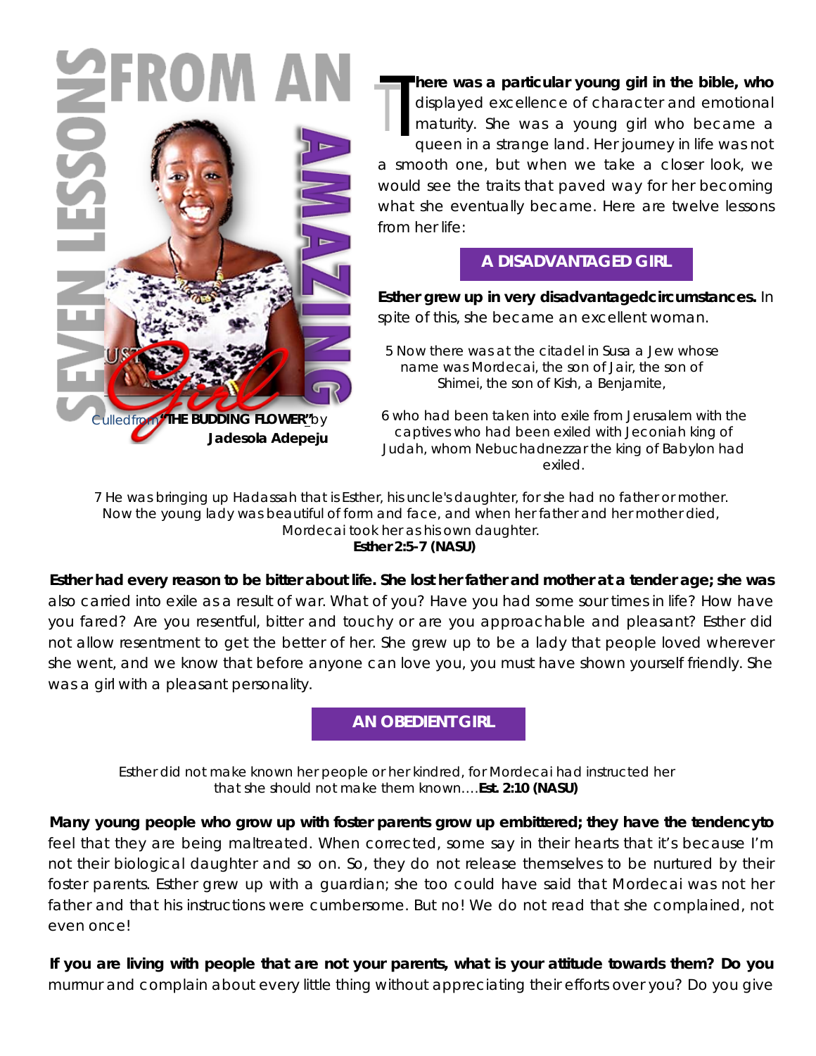# SEVEN LESSONS FROM AN AMAZING Girl

Culled from "**THE BUDDING FLOWER**" by **Jadesola Adepeju**

**There was a particular young girl in the bible, who** displayed excellence of character and emotional maturity. She was a young girl who became a queen in a strange land. Her journey in life was not a smooth one, but when we take a closer look, we would see the traits that paved way for her becoming what she eventually became. Here are twelve lessons from her life:

## A DISADVANTAGED GIRL

**Esther grew up in very disadvantagedcircumstances.** In spite of this, she became an excellent woman.

5 Now there was at the citadel in Susa a Jew whose name was Mordecai, the son of Jair, the son of Shimei, the son of Kish, a Benjamite,

6 who had been taken into exile from Jerusalem with the captives who had been exiled with Jeconiah king of Judah, whom Nebuchadnezzar the king of Babylon had exiled.

7 He was bringing up Hadassah that is Esther, his uncle's daughter, for she had no father or mother. Now the young lady was beautiful of form and face, and when her father and her mother died, Mordecai took her as his own daughter.
**Esther 2:5-7 (NASU)**

**Esther had every reason to be bitter about life. She lost her father and mother at a tender age; she was** also carried into exile as a result of war. What of you? Have you had some sour times in life? How have you fared? Are you resentful, bitter and touchy or are you approachable and pleasant? Esther did not allow resentment to get the better of her. She grew up to be a lady that people loved wherever she went, and we know that before anyone can love you, you must have shown yourself friendly. She was a girl with a pleasant personality.

## AN OBEDIENT GIRL

Esther did not make known her people or her kindred, for Mordecai had instructed her that she should not make them known….**Est. 2:10 (NASU)**

**Many young people who grow up with foster parents grow up embittered; they have the tendencyto** feel that they are being maltreated. When corrected, some say in their hearts that it's because I'm not their biological daughter and so on. So, they do not release themselves to be nurtured by their foster parents. Esther grew up with a guardian; she too could have said that Mordecai was not her father and that his instructions were cumbersome. But no! We do not read that she complained, not even once!

**If you are living with people that are not your parents, what is your attitude towards them? Do you** murmur and complain about every little thing without appreciating their efforts over you? Do you give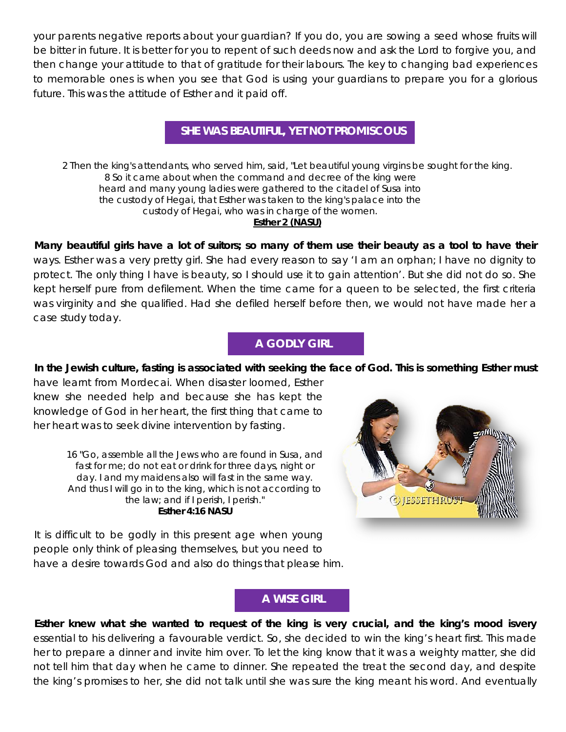your parents negative reports about your guardian? If you do, you are sowing a seed whose fruits will be bitter in future. It is better for you to repent of such deeds now and ask the Lord to forgive you, and then change your attitude to that of gratitude for their labours. The key to changing bad experiences to memorable ones is when you see that God is using your guardians to prepare you for a glorious future. This was the attitude of Esther and it paid off.

## SHE WAS BEAUTIFUL, YET NOT PROMISCOUS

2 Then the king's attendants, who served him, said, "Let beautiful young virgins be sought for the king.
8 So it came about when the command and decree of the king were heard and many young ladies were gathered to the citadel of Susa into the custody of Hegai, that Esther was taken to the king's palace into the custody of Hegai, who was in charge of the women.
**Esther 2 (NASU)**

**Many beautiful girls have a lot of suitors; so many of them use their beauty as a tool to have their** ways. Esther was a very pretty girl. She had every reason to say 'I am an orphan; I have no dignity to protect. The only thing I have is beauty, so I should use it to gain attention'. But she did not do so. She kept herself pure from defilement. When the time came for a queen to be selected, the first criteria was virginity and she qualified. Had she defiled herself before then, we would not have made her a case study today.

## A GODLY GIRL

**In the Jewish culture, fasting is associated with seeking the face of God. This is something Esther must** have learnt from Mordecai. When disaster loomed, Esther knew she needed help and because she has kept the knowledge of God in her heart, the first thing that came to her heart was to seek divine intervention by fasting.

16 "Go, assemble all the Jews who are found in Susa, and fast for me; do not eat or drink for three days, night or day. I and my maidens also will fast in the same way. And thus I will go in to the king, which is not according to the law; and if I perish, I perish."
**Esther 4:16 NASU**

It is difficult to be godly in this present age when young people only think of pleasing themselves, but you need to have a desire towards God and also do things that please him.

## A WISE GIRL

**Esther knew what she wanted to request of the king is very crucial, and the king's mood isvery** essential to his delivering a favourable verdict. So, she decided to win the king's heart first. This made her to prepare a dinner and invite him over. To let the king know that it was a weighty matter, she did not tell him that day when he came to dinner. She repeated the treat the second day, and despite the king's promises to her, she did not talk until she was sure the king meant his word. And eventually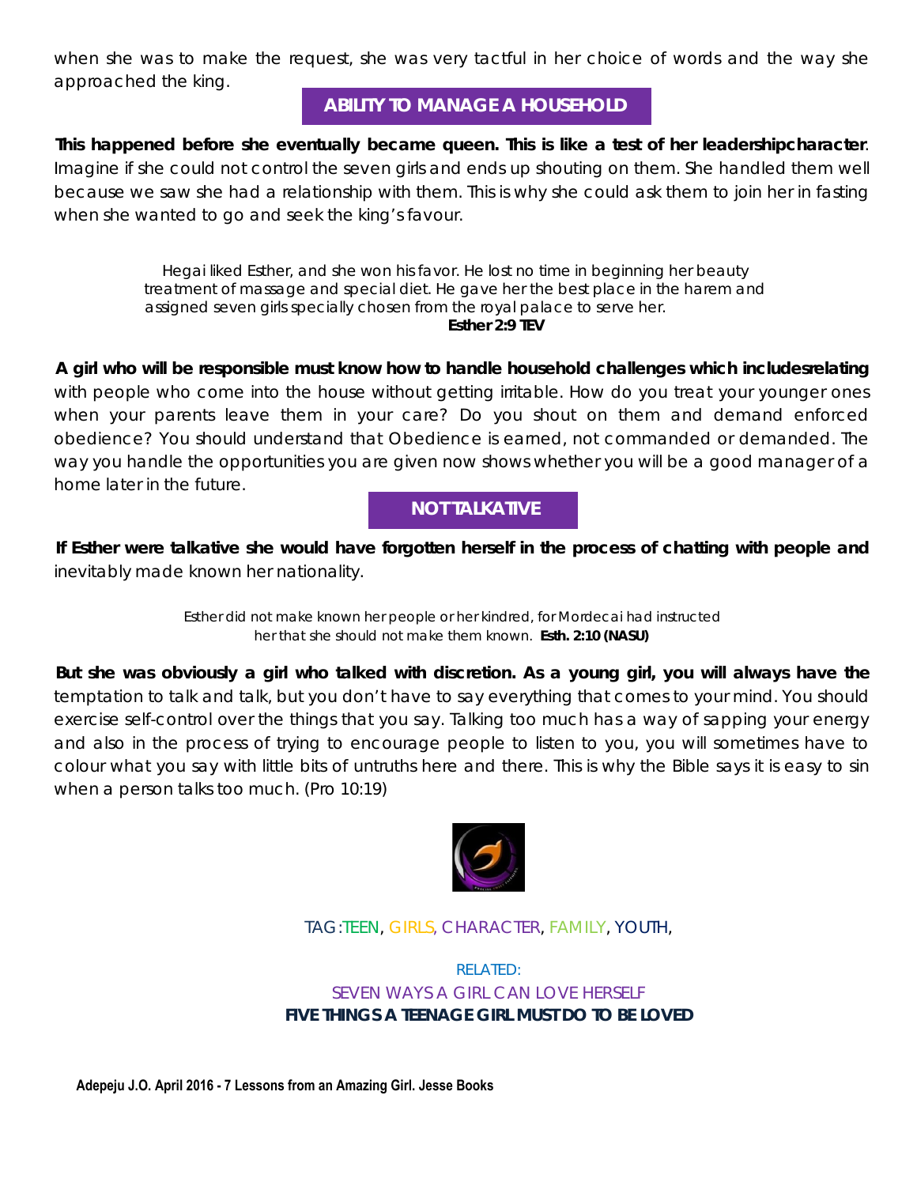when she was to make the request, she was very tactful in her choice of words and the way she approached the king.

## ABILITY TO MANAGE A HOUSEHOLD

**This happened before she eventually became queen. This is like a test of her leadershipcharacter**. Imagine if she could not control the seven girls and ends up shouting on them. She handled them well because we saw she had a relationship with them. This is why she could ask them to join her in fasting when she wanted to go and seek the king's favour.

> Hegai liked Esther, and she won his favor. He lost no time in beginning her beauty treatment of massage and special diet. He gave her the best place in the harem and assigned seven girls specially chosen from the royal palace to serve her.
> **Esther 2:9 TEV**

**A girl who will be responsible must know how to handle household challenges which includesrelating** with people who come into the house without getting irritable. How do you treat your younger ones when your parents leave them in your care? Do you shout on them and demand enforced obedience? You should understand that Obedience is earned, not commanded or demanded. The way you handle the opportunities you are given now shows whether you will be a good manager of a home later in the future.

## NOT TALKATIVE

**If Esther were talkative she would have forgotten herself in the process of chatting with people and** inevitably made known her nationality.

> Esther did not make known her people or her kindred, for Mordecai had instructed her that she should not make them known. **Esth. 2:10 (NASU)**

**But she was obviously a girl who talked with discretion. As a young girl, you will always have the** temptation to talk and talk, but you don't have to say everything that comes to your mind. You should exercise self-control over the things that you say. Talking too much has a way of sapping your energy and also in the process of trying to encourage people to listen to you, you will sometimes have to colour what you say with little bits of untruths here and there. This is why the Bible says it is easy to sin when a person talks too much. (Pro 10:19)

TAG: TEEN, GIRLS, CHARACTER, FAMILY, YOUTH,

RELATED:

SEVEN WAYS A GIRL CAN LOVE HERSELF

**FIVE THINGS A TEENAGE GIRL MUST DO TO BE LOVED**

**Adepeju J.O. April 2016 - 7 Lessons from an Amazing Girl. Jesse Books**